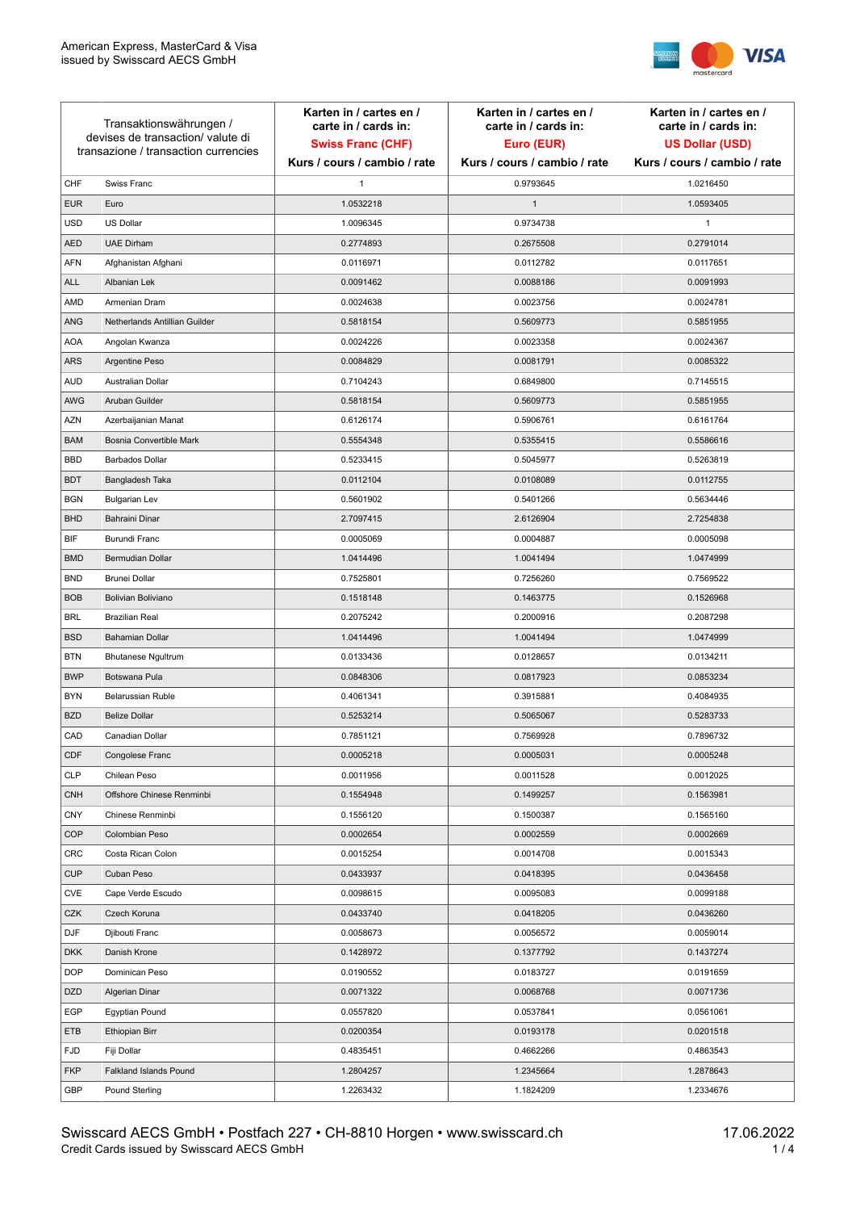American Express, MasterCard & Visa
issued by Swisscard AECS GmbH

| Transaktionswährungen / devises de transaction/ valute di transazione / transaction currencies | | Karten in / cartes en / carte in / cards in: **Swiss Franc (CHF)** Kurs / cours / cambio / rate | Karten in / cartes en / carte in / cards in: **Euro (EUR)** Kurs / cours / cambio / rate | Karten in / cartes en / carte in / cards in: **US Dollar (USD)** Kurs / cours / cambio / rate |
|---|---|---|---|---|
| CHF | Swiss Franc | 1 | 0.9793645 | 1.0216450 |
| EUR | Euro | 1.0532218 | 1 | 1.0593405 |
| USD | US Dollar | 1.0096345 | 0.9734738 | 1 |
| AED | UAE Dirham | 0.2774893 | 0.2675508 | 0.2791014 |
| AFN | Afghanistan Afghani | 0.0116971 | 0.0112782 | 0.0117651 |
| ALL | Albanian Lek | 0.0091462 | 0.0088186 | 0.0091993 |
| AMD | Armenian Dram | 0.0024638 | 0.0023756 | 0.0024781 |
| ANG | Netherlands Antillian Guilder | 0.5818154 | 0.5609773 | 0.5851955 |
| AOA | Angolan Kwanza | 0.0024226 | 0.0023358 | 0.0024367 |
| ARS | Argentine Peso | 0.0084829 | 0.0081791 | 0.0085322 |
| AUD | Australian Dollar | 0.7104243 | 0.6849800 | 0.7145515 |
| AWG | Aruban Guilder | 0.5818154 | 0.5609773 | 0.5851955 |
| AZN | Azerbaijanian Manat | 0.6126174 | 0.5906761 | 0.6161764 |
| BAM | Bosnia Convertible Mark | 0.5554348 | 0.5355415 | 0.5586616 |
| BBD | Barbados Dollar | 0.5233415 | 0.5045977 | 0.5263819 |
| BDT | Bangladesh Taka | 0.0112104 | 0.0108089 | 0.0112755 |
| BGN | Bulgarian Lev | 0.5601902 | 0.5401266 | 0.5634446 |
| BHD | Bahraini Dinar | 2.7097415 | 2.6126904 | 2.7254838 |
| BIF | Burundi Franc | 0.0005069 | 0.0004887 | 0.0005098 |
| BMD | Bermudian Dollar | 1.0414496 | 1.0041494 | 1.0474999 |
| BND | Brunei Dollar | 0.7525801 | 0.7256260 | 0.7569522 |
| BOB | Bolivian Boliviano | 0.1518148 | 0.1463775 | 0.1526968 |
| BRL | Brazilian Real | 0.2075242 | 0.2000916 | 0.2087298 |
| BSD | Bahamian Dollar | 1.0414496 | 1.0041494 | 1.0474999 |
| BTN | Bhutanese Ngultrum | 0.0133436 | 0.0128657 | 0.0134211 |
| BWP | Botswana Pula | 0.0848306 | 0.0817923 | 0.0853234 |
| BYN | Belarussian Ruble | 0.4061341 | 0.3915881 | 0.4084935 |
| BZD | Belize Dollar | 0.5253214 | 0.5065067 | 0.5283733 |
| CAD | Canadian Dollar | 0.7851121 | 0.7569928 | 0.7896732 |
| CDF | Congolese Franc | 0.0005218 | 0.0005031 | 0.0005248 |
| CLP | Chilean Peso | 0.0011956 | 0.0011528 | 0.0012025 |
| CNH | Offshore Chinese Renminbi | 0.1554948 | 0.1499257 | 0.1563981 |
| CNY | Chinese Renminbi | 0.1556120 | 0.1500387 | 0.1565160 |
| COP | Colombian Peso | 0.0002654 | 0.0002559 | 0.0002669 |
| CRC | Costa Rican Colon | 0.0015254 | 0.0014708 | 0.0015343 |
| CUP | Cuban Peso | 0.0433937 | 0.0418395 | 0.0436458 |
| CVE | Cape Verde Escudo | 0.0098615 | 0.0095083 | 0.0099188 |
| CZK | Czech Koruna | 0.0433740 | 0.0418205 | 0.0436260 |
| DJF | Djibouti Franc | 0.0058673 | 0.0056572 | 0.0059014 |
| DKK | Danish Krone | 0.1428972 | 0.1377792 | 0.1437274 |
| DOP | Dominican Peso | 0.0190552 | 0.0183727 | 0.0191659 |
| DZD | Algerian Dinar | 0.0071322 | 0.0068768 | 0.0071736 |
| EGP | Egyptian Pound | 0.0557820 | 0.0537841 | 0.0561061 |
| ETB | Ethiopian Birr | 0.0200354 | 0.0193178 | 0.0201518 |
| FJD | Fiji Dollar | 0.4835451 | 0.4662266 | 0.4863543 |
| FKP | Falkland Islands Pound | 1.2804257 | 1.2345664 | 1.2878643 |
| GBP | Pound Sterling | 1.2263432 | 1.1824209 | 1.2334676 |

Swisscard AECS GmbH • Postfach 227 • CH-8810 Horgen • www.swisscard.ch
Credit Cards issued by Swisscard AECS GmbH

17.06.2022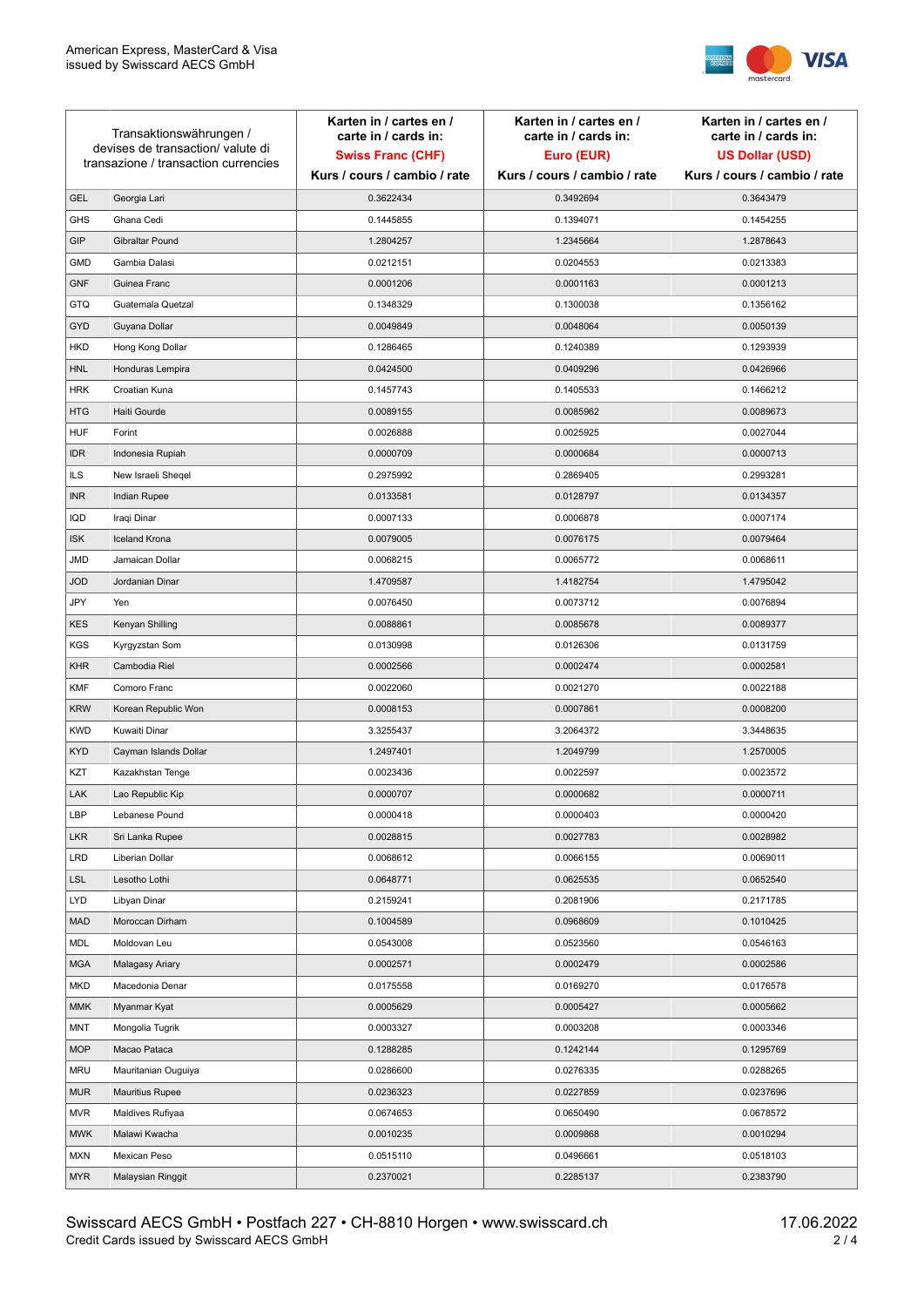| Transaktionswährungen / devises de transaction/ valute di transazione / transaction currencies | | Karten in / cartes en / carte in / cards in: **Swiss Franc (CHF)** Kurs / cours / cambio / rate | Karten in / cartes en / carte in / cards in: **Euro (EUR)** Kurs / cours / cambio / rate | Karten in / cartes en / carte in / cards in: **US Dollar (USD)** Kurs / cours / cambio / rate |
|---|---|---|---|---|
| GEL | Georgia Lari | 0.3622434 | 0.3492694 | 0.3643479 |
| GHS | Ghana Cedi | 0.1445855 | 0.1394071 | 0.1454255 |
| GIP | Gibraltar Pound | 1.2804257 | 1.2345664 | 1.2878643 |
| GMD | Gambia Dalasi | 0.0212151 | 0.0204553 | 0.0213383 |
| GNF | Guinea Franc | 0.0001206 | 0.0001163 | 0.0001213 |
| GTQ | Guatemala Quetzal | 0.1348329 | 0.1300038 | 0.1356162 |
| GYD | Guyana Dollar | 0.0049849 | 0.0048064 | 0.0050139 |
| HKD | Hong Kong Dollar | 0.1286465 | 0.1240389 | 0.1293939 |
| HNL | Honduras Lempira | 0.0424500 | 0.0409296 | 0.0426966 |
| HRK | Croatian Kuna | 0.1457743 | 0.1405533 | 0.1466212 |
| HTG | Haiti Gourde | 0.0089155 | 0.0085962 | 0.0089673 |
| HUF | Forint | 0.0026888 | 0.0025925 | 0.0027044 |
| IDR | Indonesia Rupiah | 0.0000709 | 0.0000684 | 0.0000713 |
| ILS | New Israeli Sheqel | 0.2975992 | 0.2869405 | 0.2993281 |
| INR | Indian Rupee | 0.0133581 | 0.0128797 | 0.0134357 |
| IQD | Iraqi Dinar | 0.0007133 | 0.0006878 | 0.0007174 |
| ISK | Iceland Krona | 0.0079005 | 0.0076175 | 0.0079464 |
| JMD | Jamaican Dollar | 0.0068215 | 0.0065772 | 0.0068611 |
| JOD | Jordanian Dinar | 1.4709587 | 1.4182754 | 1.4795042 |
| JPY | Yen | 0.0076450 | 0.0073712 | 0.0076894 |
| KES | Kenyan Shilling | 0.0088861 | 0.0085678 | 0.0089377 |
| KGS | Kyrgyzstan Som | 0.0130998 | 0.0126306 | 0.0131759 |
| KHR | Cambodia Riel | 0.0002566 | 0.0002474 | 0.0002581 |
| KMF | Comoro Franc | 0.0022060 | 0.0021270 | 0.0022188 |
| KRW | Korean Republic Won | 0.0008153 | 0.0007861 | 0.0008200 |
| KWD | Kuwaiti Dinar | 3.3255437 | 3.2064372 | 3.3448635 |
| KYD | Cayman Islands Dollar | 1.2497401 | 1.2049799 | 1.2570005 |
| KZT | Kazakhstan Tenge | 0.0023436 | 0.0022597 | 0.0023572 |
| LAK | Lao Republic Kip | 0.0000707 | 0.0000682 | 0.0000711 |
| LBP | Lebanese Pound | 0.0000418 | 0.0000403 | 0.0000420 |
| LKR | Sri Lanka Rupee | 0.0028815 | 0.0027783 | 0.0028982 |
| LRD | Liberian Dollar | 0.0068612 | 0.0066155 | 0.0069011 |
| LSL | Lesotho Lothi | 0.0648771 | 0.0625535 | 0.0652540 |
| LYD | Libyan Dinar | 0.2159241 | 0.2081906 | 0.2171785 |
| MAD | Moroccan Dirham | 0.1004589 | 0.0968609 | 0.1010425 |
| MDL | Moldovan Leu | 0.0543008 | 0.0523560 | 0.0546163 |
| MGA | Malagasy Ariary | 0.0002571 | 0.0002479 | 0.0002586 |
| MKD | Macedonia Denar | 0.0175558 | 0.0169270 | 0.0176578 |
| MMK | Myanmar Kyat | 0.0005629 | 0.0005427 | 0.0005662 |
| MNT | Mongolia Tugrik | 0.0003327 | 0.0003208 | 0.0003346 |
| MOP | Macao Pataca | 0.1288285 | 0.1242144 | 0.1295769 |
| MRU | Mauritanian Ouguiya | 0.0286600 | 0.0276335 | 0.0288265 |
| MUR | Mauritius Rupee | 0.0236323 | 0.0227859 | 0.0237696 |
| MVR | Maldives Rufiyaa | 0.0674653 | 0.0650490 | 0.0678572 |
| MWK | Malawi Kwacha | 0.0010235 | 0.0009868 | 0.0010294 |
| MXN | Mexican Peso | 0.0515110 | 0.0496661 | 0.0518103 |
| MYR | Malaysian Ringgit | 0.2370021 | 0.2285137 | 0.2383790 |

Swisscard AECS GmbH • Postfach 227 • CH-8810 Horgen • www.swisscard.ch
Credit Cards issued by Swisscard AECS GmbH

17.06.2022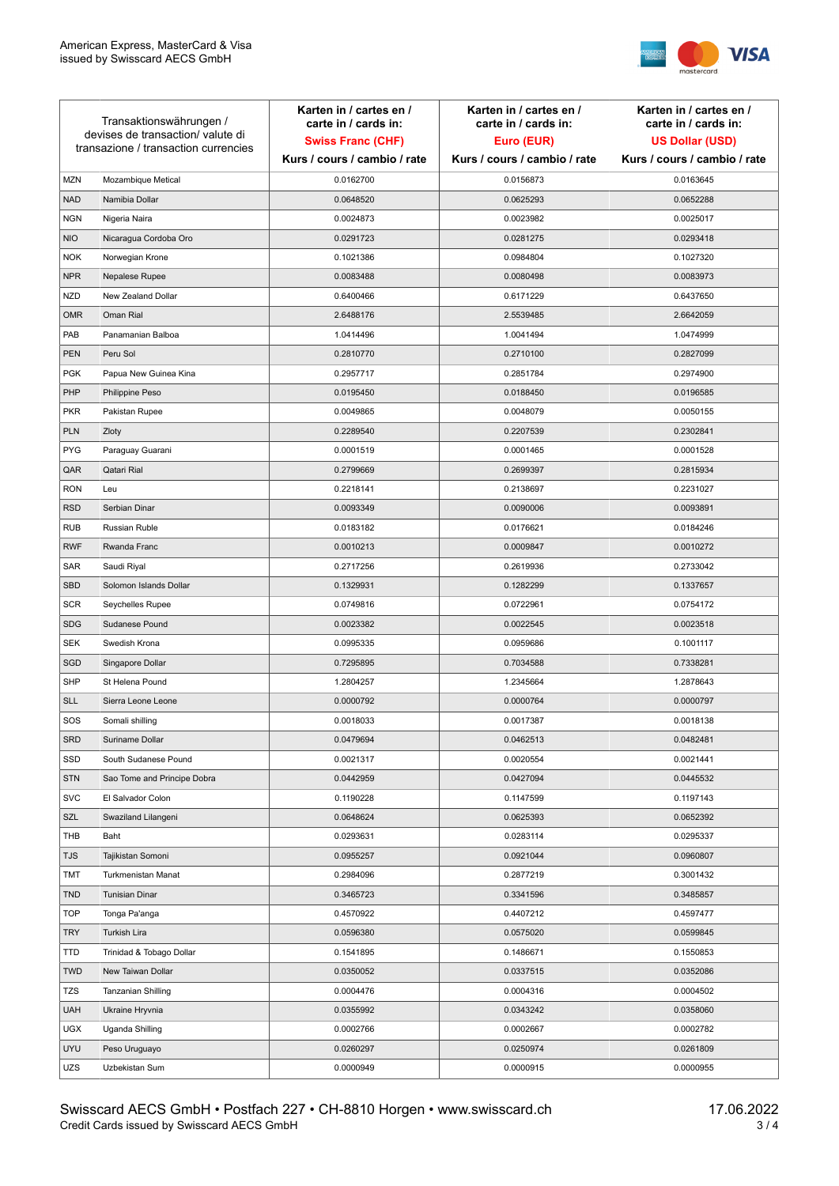| Transaktionswährungen / devises de transaction/ valute di transazione / transaction currencies | | Karten in / cartes en / carte in / cards in: **Swiss Franc (CHF)** Kurs / cours / cambio / rate | Karten in / cartes en / carte in / cards in: **Euro (EUR)** Kurs / cours / cambio / rate | Karten in / cartes en / carte in / cards in: **US Dollar (USD)** Kurs / cours / cambio / rate |
|---|---|---|---|---|
| MZN | Mozambique Metical | 0.0162700 | 0.0156873 | 0.0163645 |
| NAD | Namibia Dollar | 0.0648520 | 0.0625293 | 0.0652288 |
| NGN | Nigeria Naira | 0.0024873 | 0.0023982 | 0.0025017 |
| NIO | Nicaragua Cordoba Oro | 0.0291723 | 0.0281275 | 0.0293418 |
| NOK | Norwegian Krone | 0.1021386 | 0.0984804 | 0.1027320 |
| NPR | Nepalese Rupee | 0.0083488 | 0.0080498 | 0.0083973 |
| NZD | New Zealand Dollar | 0.6400466 | 0.6171229 | 0.6437650 |
| OMR | Oman Rial | 2.6488176 | 2.5539485 | 2.6642059 |
| PAB | Panamanian Balboa | 1.0414496 | 1.0041494 | 1.0474999 |
| PEN | Peru Sol | 0.2810770 | 0.2710100 | 0.2827099 |
| PGK | Papua New Guinea Kina | 0.2957717 | 0.2851784 | 0.2974900 |
| PHP | Philippine Peso | 0.0195450 | 0.0188450 | 0.0196585 |
| PKR | Pakistan Rupee | 0.0049865 | 0.0048079 | 0.0050155 |
| PLN | Zloty | 0.2289540 | 0.2207539 | 0.2302841 |
| PYG | Paraguay Guarani | 0.0001519 | 0.0001465 | 0.0001528 |
| QAR | Qatari Rial | 0.2799669 | 0.2699397 | 0.2815934 |
| RON | Leu | 0.2218141 | 0.2138697 | 0.2231027 |
| RSD | Serbian Dinar | 0.0093349 | 0.0090006 | 0.0093891 |
| RUB | Russian Ruble | 0.0183182 | 0.0176621 | 0.0184246 |
| RWF | Rwanda Franc | 0.0010213 | 0.0009847 | 0.0010272 |
| SAR | Saudi Riyal | 0.2717256 | 0.2619936 | 0.2733042 |
| SBD | Solomon Islands Dollar | 0.1329931 | 0.1282299 | 0.1337657 |
| SCR | Seychelles Rupee | 0.0749816 | 0.0722961 | 0.0754172 |
| SDG | Sudanese Pound | 0.0023382 | 0.0022545 | 0.0023518 |
| SEK | Swedish Krona | 0.0995335 | 0.0959686 | 0.1001117 |
| SGD | Singapore Dollar | 0.7295895 | 0.7034588 | 0.7338281 |
| SHP | St Helena Pound | 1.2804257 | 1.2345664 | 1.2878643 |
| SLL | Sierra Leone Leone | 0.0000792 | 0.0000764 | 0.0000797 |
| SOS | Somali shilling | 0.0018033 | 0.0017387 | 0.0018138 |
| SRD | Suriname Dollar | 0.0479694 | 0.0462513 | 0.0482481 |
| SSD | South Sudanese Pound | 0.0021317 | 0.0020554 | 0.0021441 |
| STN | Sao Tome and Principe Dobra | 0.0442959 | 0.0427094 | 0.0445532 |
| SVC | El Salvador Colon | 0.1190228 | 0.1147599 | 0.1197143 |
| SZL | Swaziland Lilangeni | 0.0648624 | 0.0625393 | 0.0652392 |
| THB | Baht | 0.0293631 | 0.0283114 | 0.0295337 |
| TJS | Tajikistan Somoni | 0.0955257 | 0.0921044 | 0.0960807 |
| TMT | Turkmenistan Manat | 0.2984096 | 0.2877219 | 0.3001432 |
| TND | Tunisian Dinar | 0.3465723 | 0.3341596 | 0.3485857 |
| TOP | Tonga Pa'anga | 0.4570922 | 0.4407212 | 0.4597477 |
| TRY | Turkish Lira | 0.0596380 | 0.0575020 | 0.0599845 |
| TTD | Trinidad & Tobago Dollar | 0.1541895 | 0.1486671 | 0.1550853 |
| TWD | New Taiwan Dollar | 0.0350052 | 0.0337515 | 0.0352086 |
| TZS | Tanzanian Shilling | 0.0004476 | 0.0004316 | 0.0004502 |
| UAH | Ukraine Hryvnia | 0.0355992 | 0.0343242 | 0.0358060 |
| UGX | Uganda Shilling | 0.0002766 | 0.0002667 | 0.0002782 |
| UYU | Peso Uruguayo | 0.0260297 | 0.0250974 | 0.0261809 |
| UZS | Uzbekistan Sum | 0.0000949 | 0.0000915 | 0.0000955 |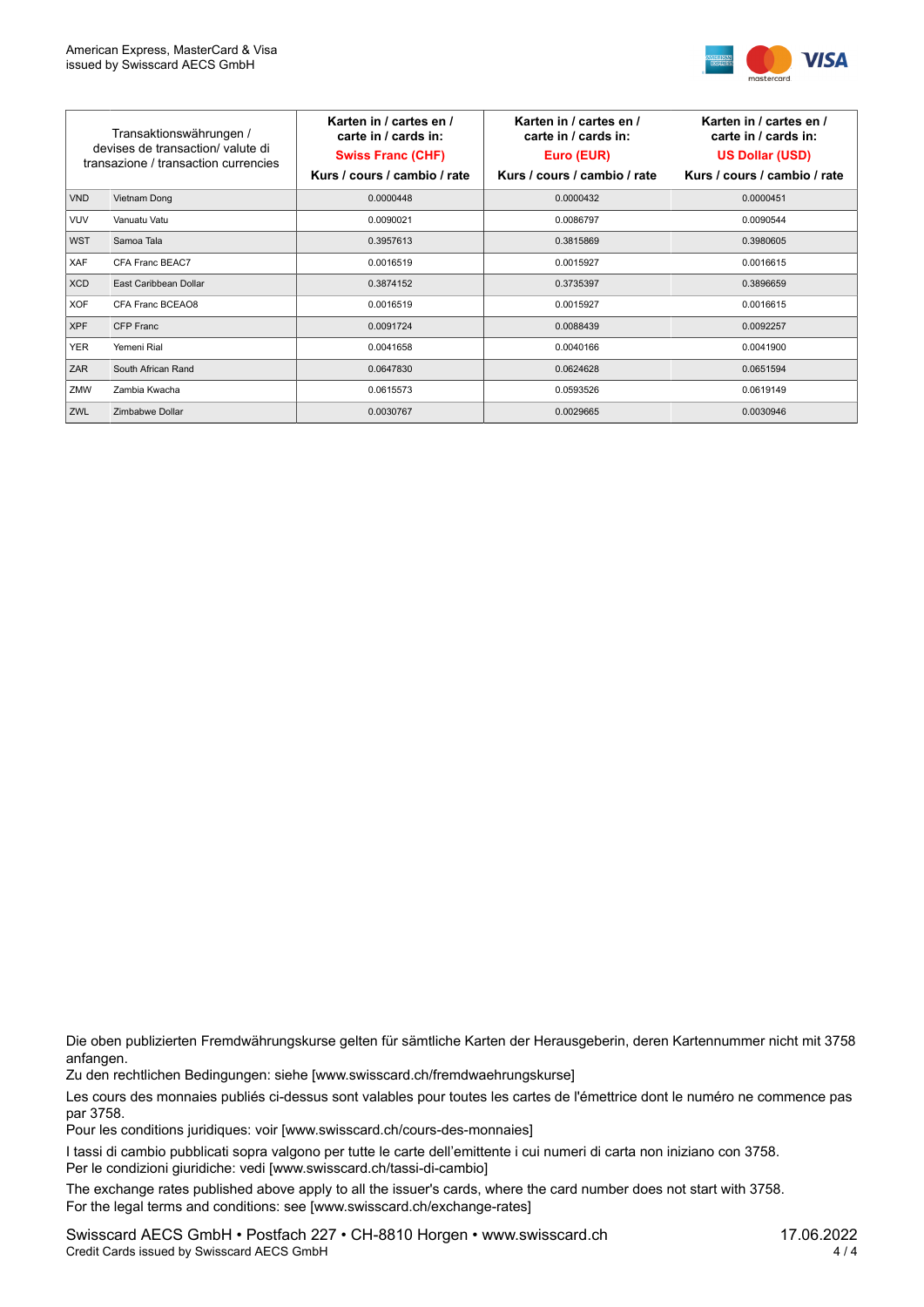| Transaktionswährungen / devises de transaction/ valute di transazione / transaction currencies | | Karten in / cartes en / carte in / cards in: **Swiss Franc (CHF)** Kurs / cours / cambio / rate | Karten in / cartes en / carte in / cards in: **Euro (EUR)** Kurs / cours / cambio / rate | Karten in / cartes en / carte in / cards in: **US Dollar (USD)** Kurs / cours / cambio / rate |
|---|---|---|---|---|
| VND | Vietnam Dong | 0.0000448 | 0.0000432 | 0.0000451 |
| VUV | Vanuatu Vatu | 0.0090021 | 0.0086797 | 0.0090544 |
| WST | Samoa Tala | 0.3957613 | 0.3815869 | 0.3980605 |
| XAF | CFA Franc BEAC7 | 0.0016519 | 0.0015927 | 0.0016615 |
| XCD | East Caribbean Dollar | 0.3874152 | 0.3735397 | 0.3896659 |
| XOF | CFA Franc BCEAO8 | 0.0016519 | 0.0015927 | 0.0016615 |
| XPF | CFP Franc | 0.0091724 | 0.0088439 | 0.0092257 |
| YER | Yemeni Rial | 0.0041658 | 0.0040166 | 0.0041900 |
| ZAR | South African Rand | 0.0647830 | 0.0624628 | 0.0651594 |
| ZMW | Zambia Kwacha | 0.0615573 | 0.0593526 | 0.0619149 |
| ZWL | Zimbabwe Dollar | 0.0030767 | 0.0029665 | 0.0030946 |

Die oben publizierten Fremdwährungskurse gelten für sämtliche Karten der Herausgeberin, deren Kartennummer nicht mit 3758 anfangen.
Zu den rechtlichen Bedingungen: siehe [www.swisscard.ch/fremdwaehrungskurse]

Les cours des monnaies publiés ci-dessus sont valables pour toutes les cartes de l'émettrice dont le numéro ne commence pas par 3758.
Pour les conditions juridiques: voir [www.swisscard.ch/cours-des-monnaies]

I tassi di cambio pubblicati sopra valgono per tutte le carte dell'emittente i cui numeri di carta non iniziano con 3758.
Per le condizioni giuridiche: vedi [www.swisscard.ch/tassi-di-cambio]

The exchange rates published above apply to all the issuer's cards, where the card number does not start with 3758.
For the legal terms and conditions: see [www.swisscard.ch/exchange-rates]

Swisscard AECS GmbH • Postfach 227 • CH-8810 Horgen • www.swisscard.ch
Credit Cards issued by Swisscard AECS GmbH

17.06.2022